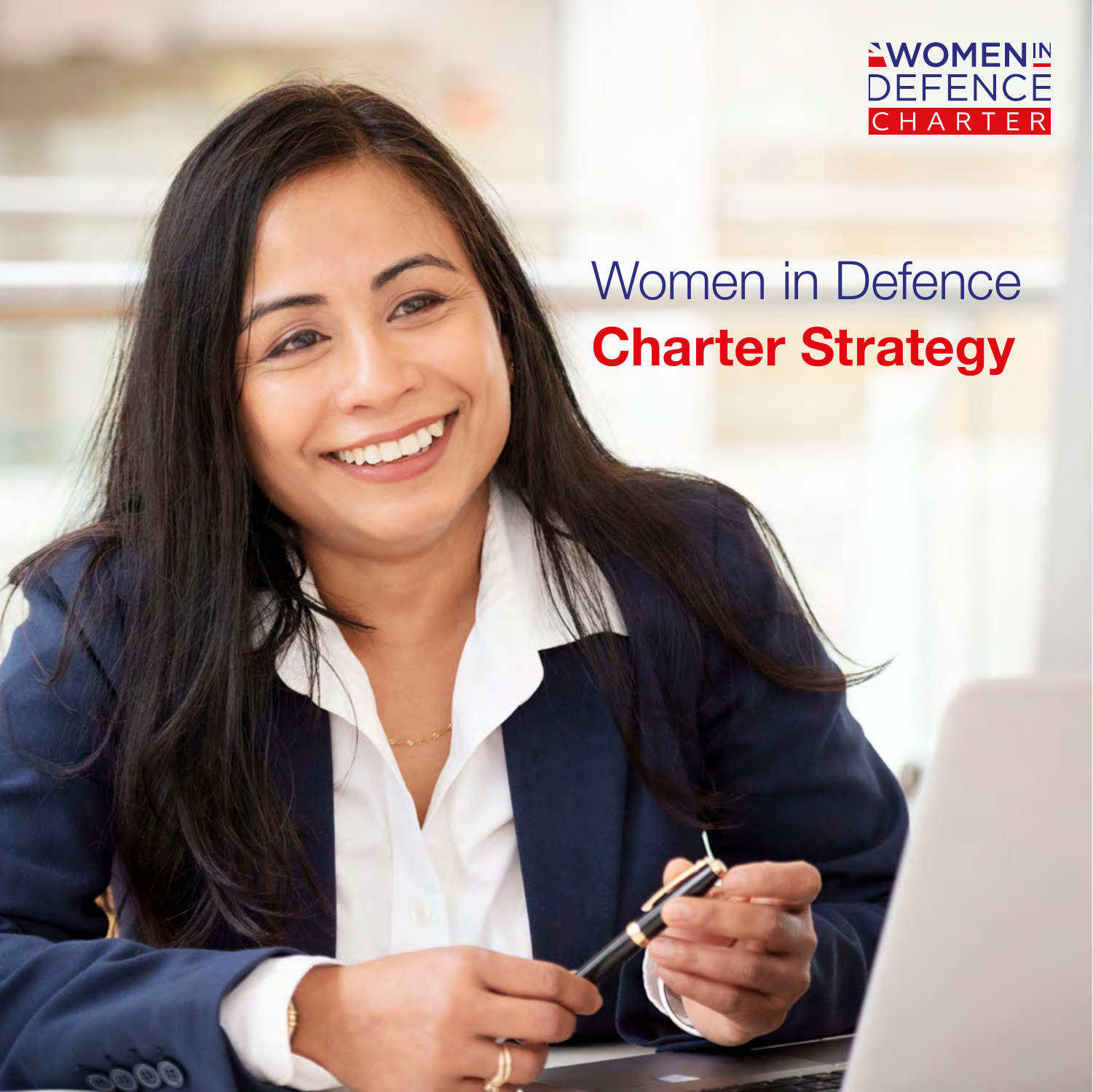WOMEN IN DEFENCE CHARTER

# Women in Defence Charter Strategy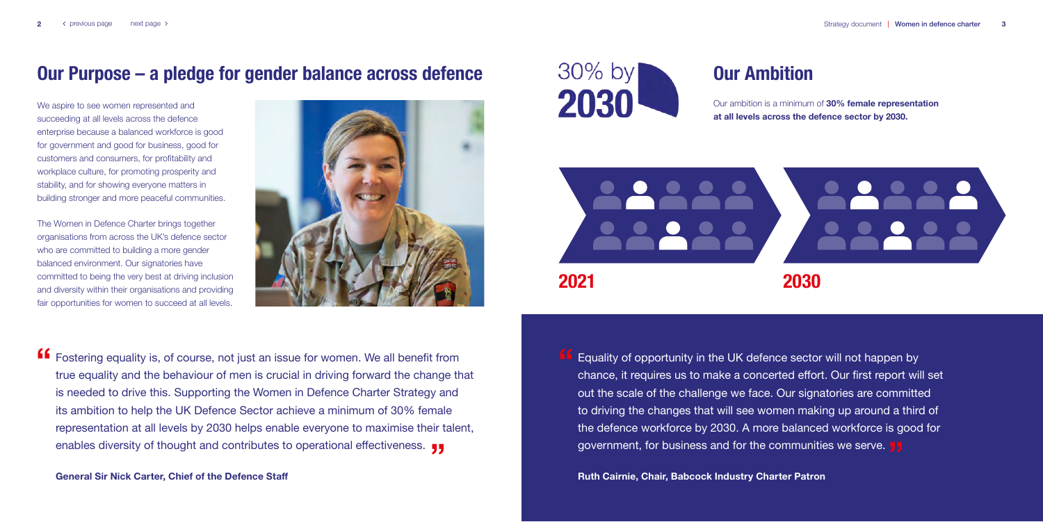## Our Purpose – a pledge for gender balance across defence

We aspire to see women represented and succeeding at all levels across the defence enterprise because a balanced workforce is good for government and good for business, good for customers and consumers, for profitability and workplace culture, for promoting prosperity and stability, and for showing everyone matters in building stronger and more peaceful communities.

The Women in Defence Charter brings together organisations from across the UK's defence sector who are committed to building a more gender balanced environment. Our signatories have committed to being the very best at driving inclusion and diversity within their organisations and providing fair opportunities for women to succeed at all levels.

> "Fostering equality is, of course, not just an issue for women. We all benefit from true equality and the behaviour of men is crucial in driving forward the change that is needed to drive this. Supporting the Women in Defence Charter Strategy and its ambition to help the UK Defence Sector achieve a minimum of 30% female representation at all levels by 2030 helps enable everyone to maximise their talent, enables diversity of thought and contributes to operational effectiveness."

**General Sir Nick Carter, Chief of the Defence Staff**

30% by **2030**

## Our Ambition

Our ambition is a minimum of **30% female representation at all levels across the defence sector by 2030.**

**2021** **2030**

> "Equality of opportunity in the UK defence sector will not happen by chance, it requires us to make a concerted effort. Our first report will set out the scale of the challenge we face. Our signatories are committed to driving the changes that will see women making up around a third of the defence workforce by 2030. A more balanced workforce is good for government, for business and for the communities we serve."

**Ruth Cairnie, Chair, Babcock Industry Charter Patron**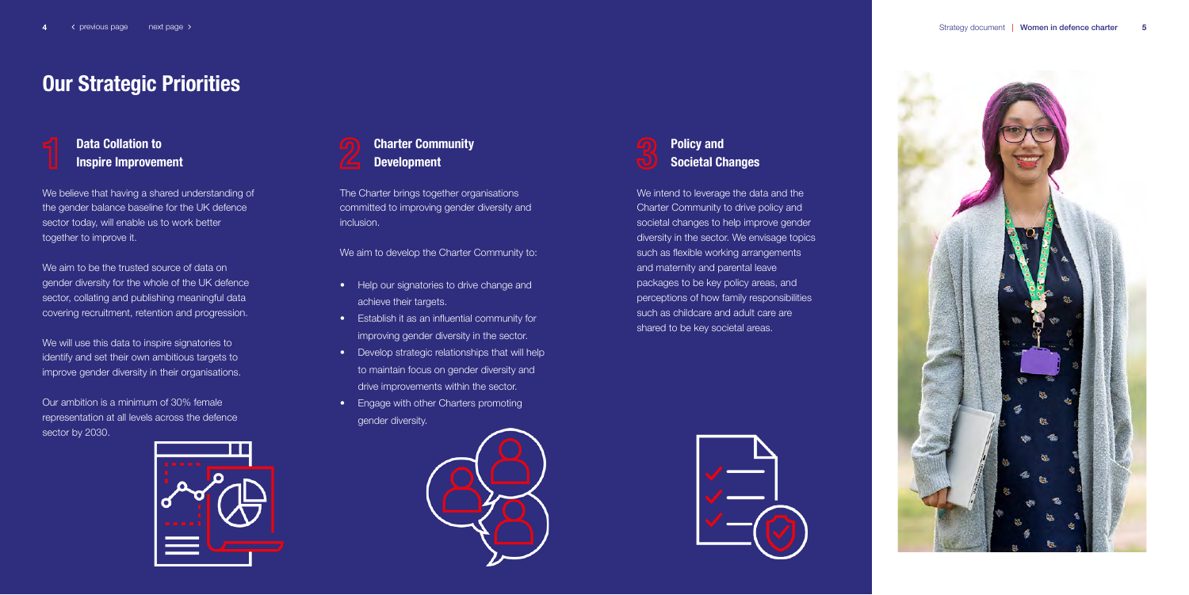# Our Strategic Priorities

## 1 Data Collation to Inspire Improvement

We believe that having a shared understanding of the gender balance baseline for the UK defence sector today, will enable us to work better together to improve it.

We aim to be the trusted source of data on gender diversity for the whole of the UK defence sector, collating and publishing meaningful data covering recruitment, retention and progression.

We will use this data to inspire signatories to identify and set their own ambitious targets to improve gender diversity in their organisations.

Our ambition is a minimum of 30% female representation at all levels across the defence sector by 2030.

## 2 Charter Community Development

The Charter brings together organisations committed to improving gender diversity and inclusion.

We aim to develop the Charter Community to:

- Help our signatories to drive change and achieve their targets.
- Establish it as an influential community for improving gender diversity in the sector.
- Develop strategic relationships that will help to maintain focus on gender diversity and drive improvements within the sector.
- Engage with other Charters promoting gender diversity.

## 3 Policy and Societal Changes

We intend to leverage the data and the Charter Community to drive policy and societal changes to help improve gender diversity in the sector. We envisage topics such as flexible working arrangements and maternity and parental leave packages to be key policy areas, and perceptions of how family responsibilities such as childcare and adult care are shared to be key societal areas.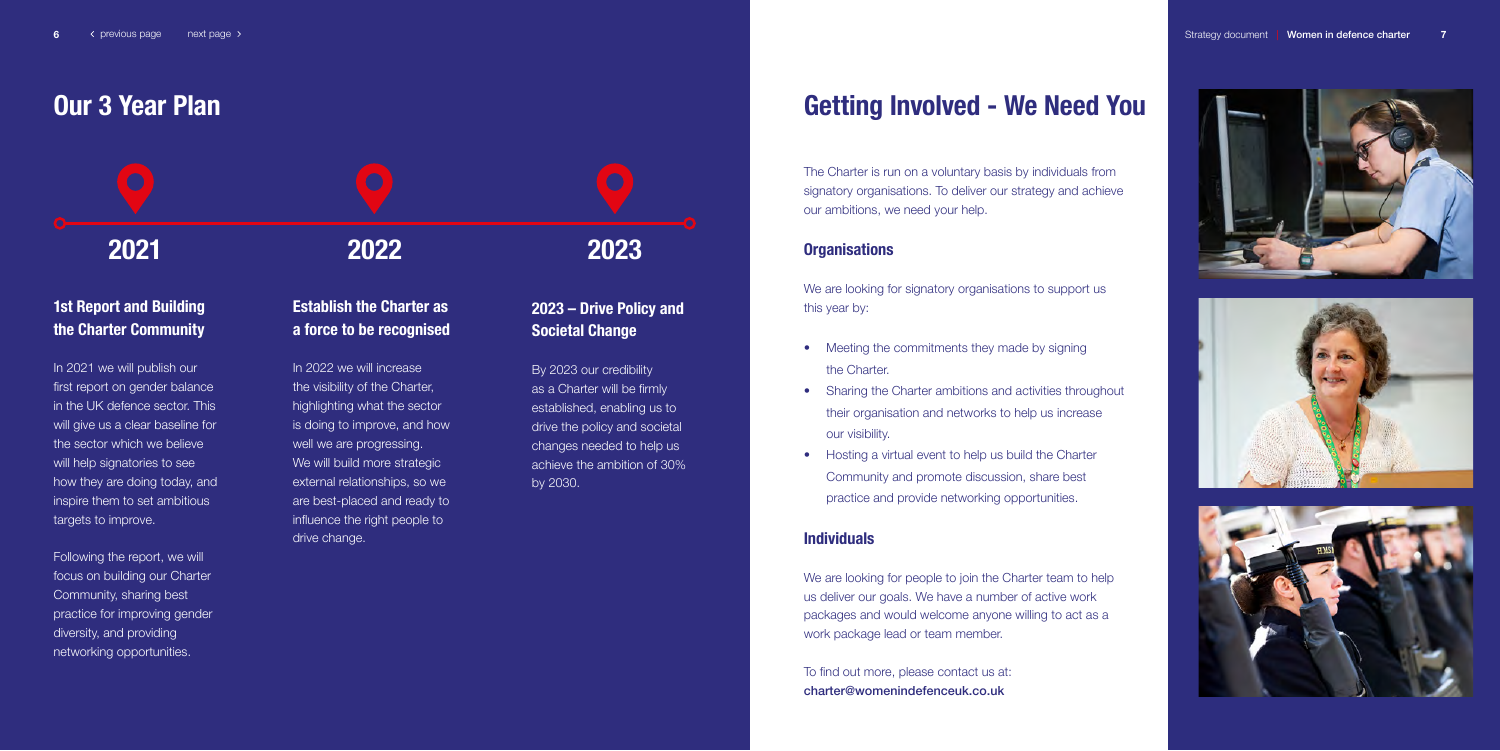## Our 3 Year Plan

**2021** — **2022** — **2023**

### 1st Report and Building the Charter Community

In 2021 we will publish our first report on gender balance in the UK defence sector. This will give us a clear baseline for the sector which we believe will help signatories to see how they are doing today, and inspire them to set ambitious targets to improve.

Following the report, we will focus on building our Charter Community, sharing best practice for improving gender diversity, and providing networking opportunities.

### Establish the Charter as a force to be recognised

In 2022 we will increase the visibility of the Charter, highlighting what the sector is doing to improve, and how well we are progressing. We will build more strategic external relationships, so we are best-placed and ready to influence the right people to drive change.

### 2023 – Drive Policy and Societal Change

By 2023 our credibility as a Charter will be firmly established, enabling us to drive the policy and societal changes needed to help us achieve the ambition of 30% by 2030.

## Getting Involved - We Need You

The Charter is run on a voluntary basis by individuals from signatory organisations. To deliver our strategy and achieve our ambitions, we need your help.

### Organisations

We are looking for signatory organisations to support us this year by:

- Meeting the commitments they made by signing the Charter.
- Sharing the Charter ambitions and activities throughout their organisation and networks to help us increase our visibility.
- Hosting a virtual event to help us build the Charter Community and promote discussion, share best practice and provide networking opportunities.

### Individuals

We are looking for people to join the Charter team to help us deliver our goals. We have a number of active work packages and would welcome anyone willing to act as a work package lead or team member.

To find out more, please contact us at:
**charter@womenindefenceuk.co.uk**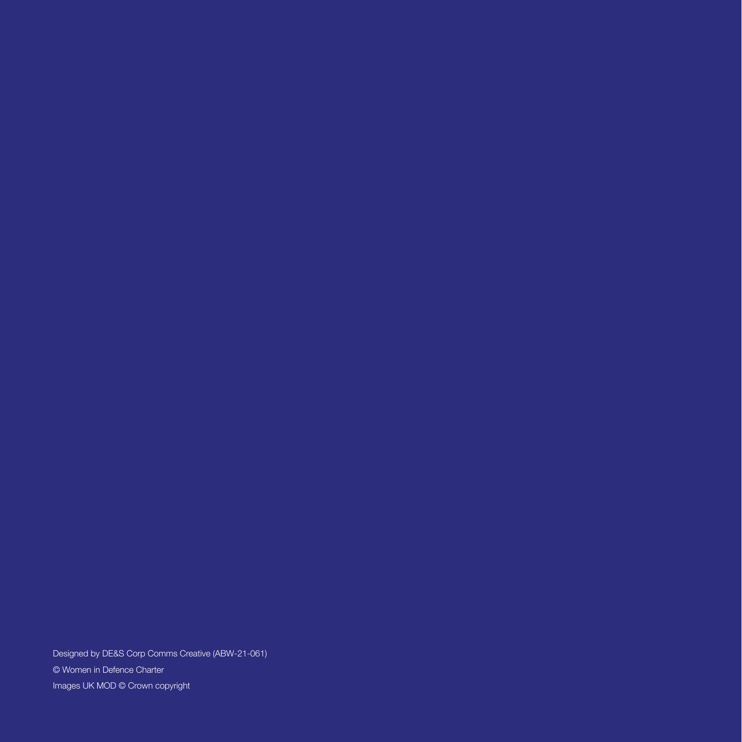Designed by DE&S Corp Comms Creative (ABW-21-061)

© Women in Defence Charter

Images UK MOD © Crown copyright